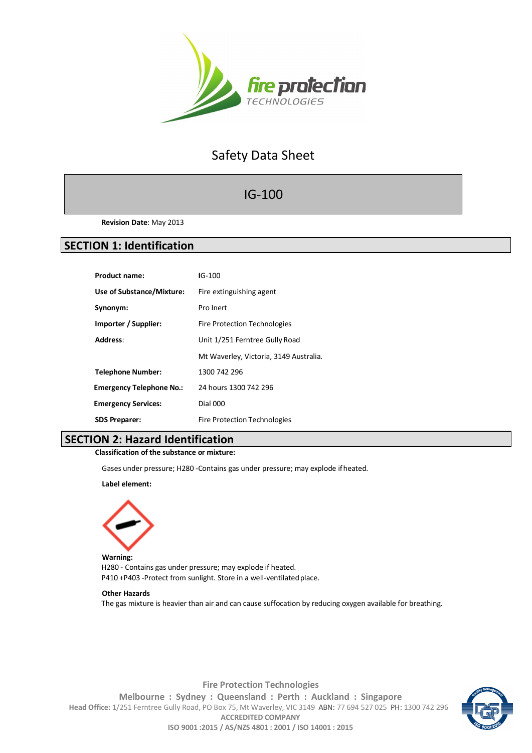# Safety Data Sheet

## IG-100

**Revision Date**: May 2013

## SECTION 1: Identification

| | |
|---|---|
| **Product name:** | IG-100 |
| **Use of Substance/Mixture:** | Fire extinguishing agent |
| **Synonym:** | Pro Inert |
| **Importer / Supplier:** | Fire Protection Technologies |
| **Address:** | Unit 1/251 Ferntree Gully Road |
| | Mt Waverley, Victoria, 3149 Australia. |
| **Telephone Number:** | 1300 742 296 |
| **Emergency Telephone No.:** | 24 hours 1300 742 296 |
| **Emergency Services:** | Dial 000 |
| **SDS Preparer:** | Fire Protection Technologies |

## SECTION 2: Hazard Identification

**Classification of the substance or mixture:**

Gases under pressure; H280 -Contains gas under pressure; may explode if heated.

**Label element:**

**Warning:**
H280 - Contains gas under pressure; may explode if heated.
P410 +P403 -Protect from sunlight. Store in a well-ventilated place.

**Other Hazards**
The gas mixture is heavier than air and can cause suffocation by reducing oxygen available for breathing.

Fire Protection Technologies
Melbourne : Sydney : Queensland : Perth : Auckland : Singapore
**Head Office:** 1/251 Ferntree Gully Road, PO Box 75, Mt Waverley, VIC 3149 ABN: 77 694 527 025 PH: 1300 742 296
ACCREDITED COMPANY
ISO 9001 :2015 / AS/NZS 4801 : 2001 / ISO 14001 : 2015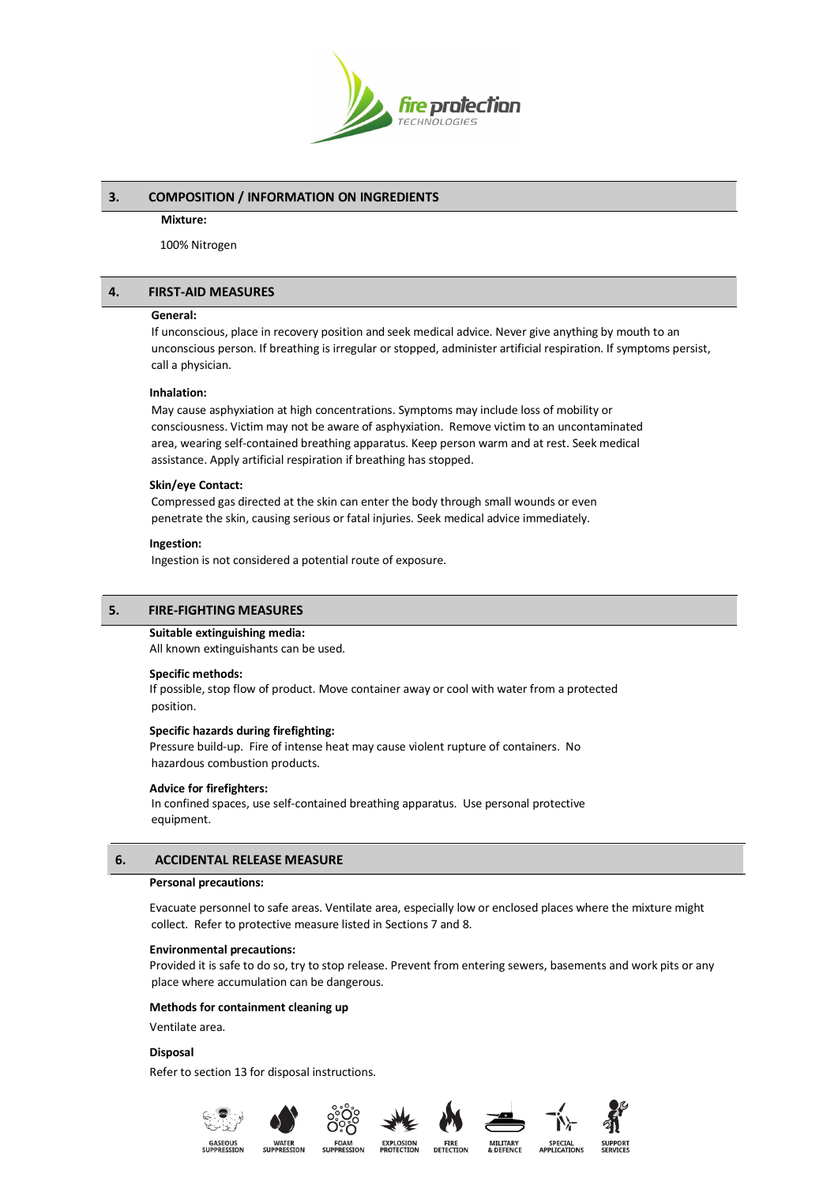## 3. COMPOSITION / INFORMATION ON INGREDIENTS

**Mixture:**

100% Nitrogen

## 4. FIRST-AID MEASURES

**General:**

If unconscious, place in recovery position and seek medical advice. Never give anything by mouth to an unconscious person. If breathing is irregular or stopped, administer artificial respiration. If symptoms persist, call a physician.

**Inhalation:**

May cause asphyxiation at high concentrations. Symptoms may include loss of mobility or consciousness. Victim may not be aware of asphyxiation. Remove victim to an uncontaminated area, wearing self-contained breathing apparatus. Keep person warm and at rest. Seek medical assistance. Apply artificial respiration if breathing has stopped.

**Skin/eye Contact:**

Compressed gas directed at the skin can enter the body through small wounds or even penetrate the skin, causing serious or fatal injuries. Seek medical advice immediately.

**Ingestion:**

Ingestion is not considered a potential route of exposure.

## 5. FIRE-FIGHTING MEASURES

**Suitable extinguishing media:**

All known extinguishants can be used.

**Specific methods:**

If possible, stop flow of product. Move container away or cool with water from a protected position.

**Specific hazards during firefighting:**

Pressure build-up. Fire of intense heat may cause violent rupture of containers. No hazardous combustion products.

**Advice for firefighters:**

In confined spaces, use self-contained breathing apparatus. Use personal protective equipment.

## 6. ACCIDENTAL RELEASE MEASURE

**Personal precautions:**

Evacuate personnel to safe areas. Ventilate area, especially low or enclosed places where the mixture might collect. Refer to protective measure listed in Sections 7 and 8.

**Environmental precautions:**

Provided it is safe to do so, try to stop release. Prevent from entering sewers, basements and work pits or any place where accumulation can be dangerous.

**Methods for containment cleaning up**

Ventilate area.

**Disposal**

Refer to section 13 for disposal instructions.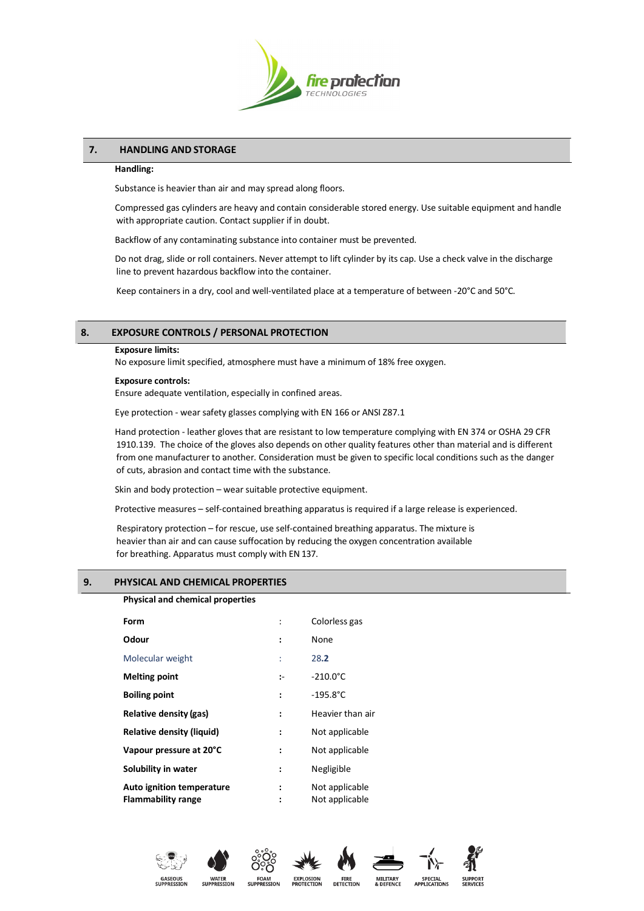## 7. HANDLING AND STORAGE

**Handling:**

Substance is heavier than air and may spread along floors.

Compressed gas cylinders are heavy and contain considerable stored energy. Use suitable equipment and handle with appropriate caution. Contact supplier if in doubt.

Backflow of any contaminating substance into container must be prevented.

Do not drag, slide or roll containers. Never attempt to lift cylinder by its cap. Use a check valve in the discharge line to prevent hazardous backflow into the container.

Keep containers in a dry, cool and well-ventilated place at a temperature of between -20°C and 50°C.

## 8. EXPOSURE CONTROLS / PERSONAL PROTECTION

**Exposure limits:**

No exposure limit specified, atmosphere must have a minimum of 18% free oxygen.

**Exposure controls:**

Ensure adequate ventilation, especially in confined areas.

Eye protection - wear safety glasses complying with EN 166 or ANSI Z87.1

Hand protection - leather gloves that are resistant to low temperature complying with EN 374 or OSHA 29 CFR 1910.139. The choice of the gloves also depends on other quality features other than material and is different from one manufacturer to another. Consideration must be given to specific local conditions such as the danger of cuts, abrasion and contact time with the substance.

Skin and body protection – wear suitable protective equipment.

Protective measures – self-contained breathing apparatus is required if a large release is experienced.

Respiratory protection – for rescue, use self-contained breathing apparatus. The mixture is heavier than air and can cause suffocation by reducing the oxygen concentration available for breathing. Apparatus must comply with EN 137.

## 9. PHYSICAL AND CHEMICAL PROPERTIES

**Physical and chemical properties**

| Property | | Value |
|---|---|---|
| **Form** | : | Colorless gas |
| **Odour** | : | None |
| Molecular weight | : | 28.2 |
| **Melting point** | :- | -210.0°C |
| **Boiling point** | : | -195.8°C |
| **Relative density (gas)** | : | Heavier than air |
| **Relative density (liquid)** | : | Not applicable |
| **Vapour pressure at 20°C** | : | Not applicable |
| **Solubility in water** | : | Negligible |
| **Auto ignition temperature** | : | Not applicable |
| **Flammability range** | : | Not applicable |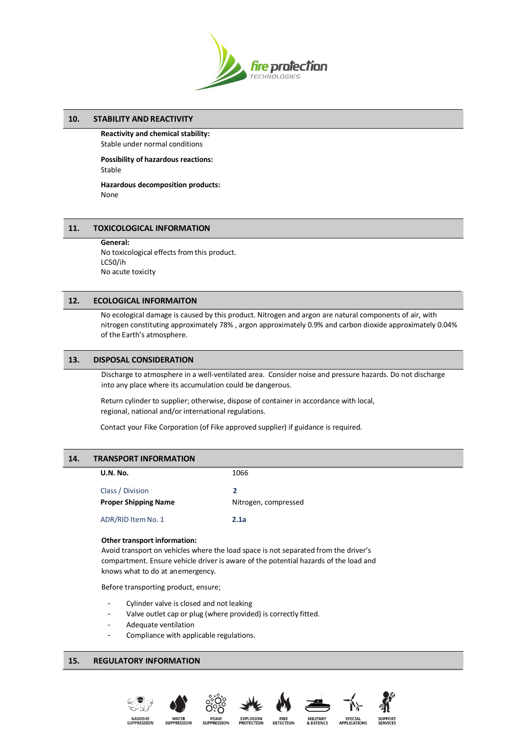## 10. STABILITY AND REACTIVITY

**Reactivity and chemical stability:**
Stable under normal conditions

**Possibility of hazardous reactions:**
Stable

**Hazardous decomposition products:**
None

## 11. TOXICOLOGICAL INFORMATION

**General:**
No toxicological effects from this product.
LC50/ih
No acute toxicity

## 12. ECOLOGICAL INFORMAITON

No ecological damage is caused by this product. Nitrogen and argon are natural components of air, with nitrogen constituting approximately 78% , argon approximately 0.9% and carbon dioxide approximately 0.04% of the Earth's atmosphere.

## 13. DISPOSAL CONSIDERATION

Discharge to atmosphere in a well-ventilated area. Consider noise and pressure hazards. Do not discharge into any place where its accumulation could be dangerous.

Return cylinder to supplier; otherwise, dispose of container in accordance with local, regional, national and/or international regulations.

Contact your Fike Corporation (of Fike approved supplier) if guidance is required.

## 14. TRANSPORT INFORMATION

| | |
|---|---|
| **U.N. No.** | 1066 |
| Class / Division | **2** |
| **Proper Shipping Name** | Nitrogen, compressed |
| ADR/RID Item No. 1 | **2.1a** |

**Other transport information:**
Avoid transport on vehicles where the load space is not separated from the driver's compartment. Ensure vehicle driver is aware of the potential hazards of the load and knows what to do at an emergency.

Before transporting product, ensure;

- Cylinder valve is closed and not leaking
- Valve outlet cap or plug (where provided) is correctly fitted.
- Adequate ventilation
- Compliance with applicable regulations.

## 15. REGULATORY INFORMATION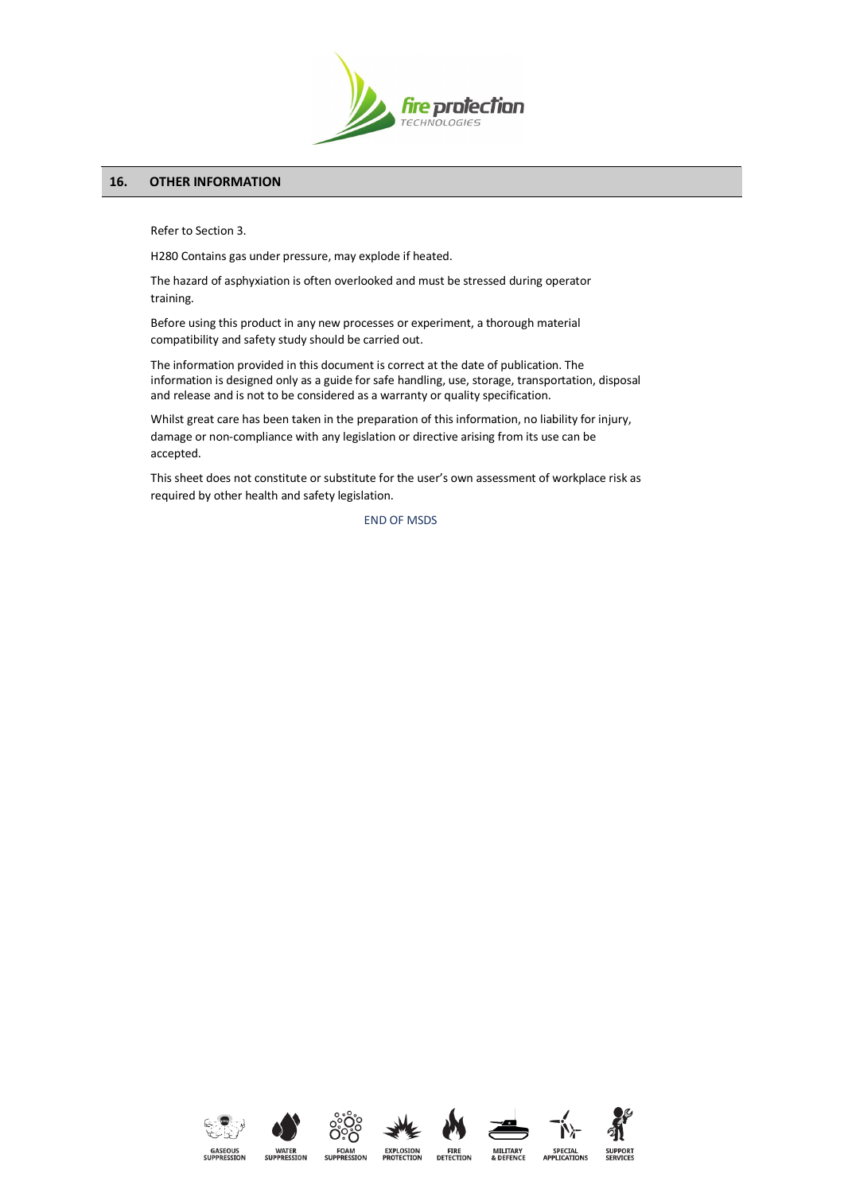## 16. OTHER INFORMATION

Refer to Section 3.

H280 Contains gas under pressure, may explode if heated.

The hazard of asphyxiation is often overlooked and must be stressed during operator training.

Before using this product in any new processes or experiment, a thorough material compatibility and safety study should be carried out.

The information provided in this document is correct at the date of publication. The information is designed only as a guide for safe handling, use, storage, transportation, disposal and release and is not to be considered as a warranty or quality specification.

Whilst great care has been taken in the preparation of this information, no liability for injury, damage or non-compliance with any legislation or directive arising from its use can be accepted.

This sheet does not constitute or substitute for the user's own assessment of workplace risk as required by other health and safety legislation.

END OF MSDS